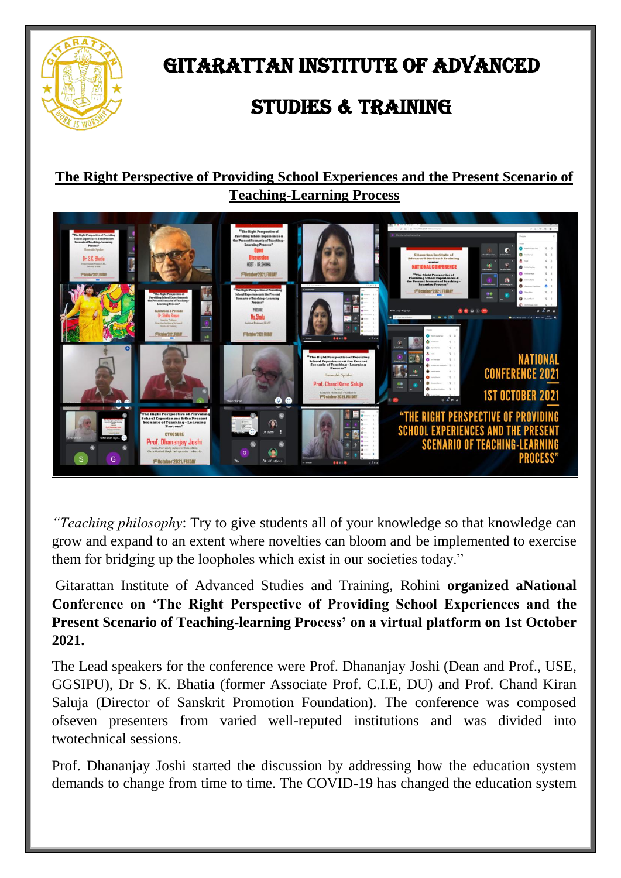# GITARATTAN INSTITUTE OF ADVANCED STUDIES & TRAINING

## The Right Perspective of Providing School Experiences and the Present Scenario of Teaching-Learning Process

*"Teaching philosophy*: Try to give students all of your knowledge so that knowledge can grow and expand to an extent where novelties can bloom and be implemented to exercise them for bridging up the loopholes which exist in our societies today."

Gitarattan Institute of Advanced Studies and Training, Rohini **organized aNational Conference on 'The Right Perspective of Providing School Experiences and the Present Scenario of Teaching-learning Process' on a virtual platform on 1st October 2021.**

The Lead speakers for the conference were Prof. Dhananjay Joshi (Dean and Prof., USE, GGSIPU), Dr S. K. Bhatia (former Associate Prof. C.I.E, DU) and Prof. Chand Kiran Saluja (Director of Sanskrit Promotion Foundation). The conference was composed ofseven presenters from varied well-reputed institutions and was divided into twotechnical sessions.

Prof. Dhananjay Joshi started the discussion by addressing how the education system demands to change from time to time. The COVID-19 has changed the education system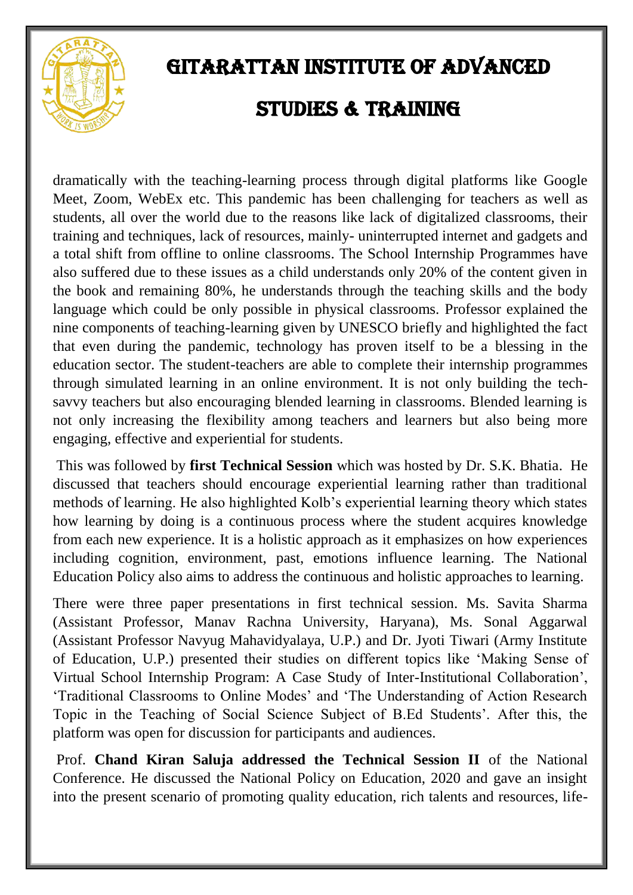dramatically with the teaching-learning process through digital platforms like Google Meet, Zoom, WebEx etc. This pandemic has been challenging for teachers as well as students, all over the world due to the reasons like lack of digitalized classrooms, their training and techniques, lack of resources, mainly- uninterrupted internet and gadgets and a total shift from offline to online classrooms. The School Internship Programmes have also suffered due to these issues as a child understands only 20% of the content given in the book and remaining 80%, he understands through the teaching skills and the body language which could be only possible in physical classrooms. Professor explained the nine components of teaching-learning given by UNESCO briefly and highlighted the fact that even during the pandemic, technology has proven itself to be a blessing in the education sector. The student-teachers are able to complete their internship programmes through simulated learning in an online environment. It is not only building the tech-savvy teachers but also encouraging blended learning in classrooms. Blended learning is not only increasing the flexibility among teachers and learners but also being more engaging, effective and experiential for students.

This was followed by **first Technical Session** which was hosted by Dr. S.K. Bhatia. He discussed that teachers should encourage experiential learning rather than traditional methods of learning. He also highlighted Kolb's experiential learning theory which states how learning by doing is a continuous process where the student acquires knowledge from each new experience. It is a holistic approach as it emphasizes on how experiences including cognition, environment, past, emotions influence learning. The National Education Policy also aims to address the continuous and holistic approaches to learning.

There were three paper presentations in first technical session. Ms. Savita Sharma (Assistant Professor, Manav Rachna University, Haryana), Ms. Sonal Aggarwal (Assistant Professor Navyug Mahavidyalaya, U.P.) and Dr. Jyoti Tiwari (Army Institute of Education, U.P.) presented their studies on different topics like 'Making Sense of Virtual School Internship Program: A Case Study of Inter-Institutional Collaboration', 'Traditional Classrooms to Online Modes' and 'The Understanding of Action Research Topic in the Teaching of Social Science Subject of B.Ed Students'. After this, the platform was open for discussion for participants and audiences.

Prof. **Chand Kiran Saluja addressed the Technical Session II** of the National Conference. He discussed the National Policy on Education, 2020 and gave an insight into the present scenario of promoting quality education, rich talents and resources, life-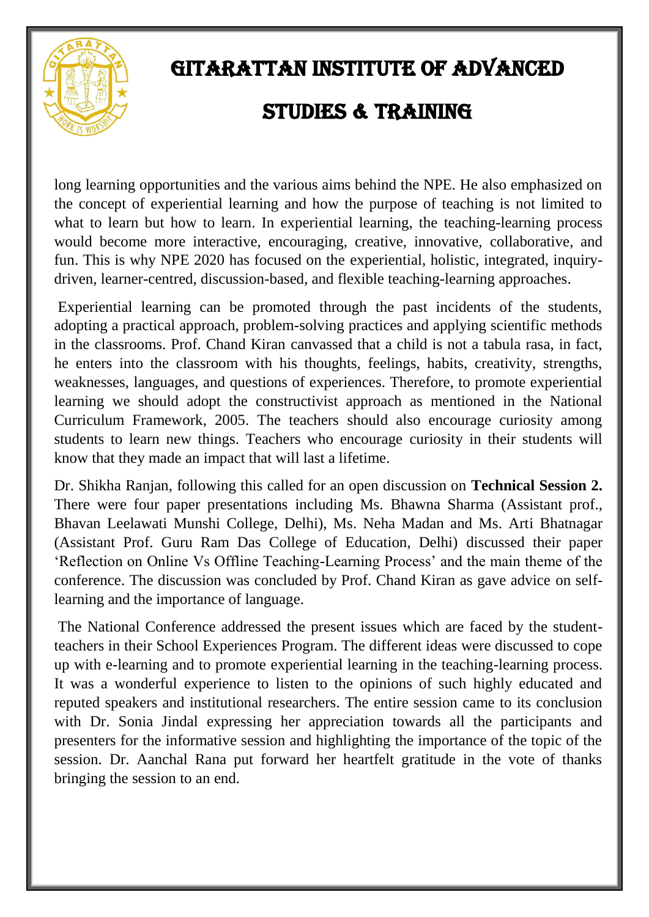long learning opportunities and the various aims behind the NPE. He also emphasized on the concept of experiential learning and how the purpose of teaching is not limited to what to learn but how to learn. In experiential learning, the teaching-learning process would become more interactive, encouraging, creative, innovative, collaborative, and fun. This is why NPE 2020 has focused on the experiential, holistic, integrated, inquiry-driven, learner-centred, discussion-based, and flexible teaching-learning approaches.

Experiential learning can be promoted through the past incidents of the students, adopting a practical approach, problem-solving practices and applying scientific methods in the classrooms. Prof. Chand Kiran canvassed that a child is not a tabula rasa, in fact, he enters into the classroom with his thoughts, feelings, habits, creativity, strengths, weaknesses, languages, and questions of experiences. Therefore, to promote experiential learning we should adopt the constructivist approach as mentioned in the National Curriculum Framework, 2005. The teachers should also encourage curiosity among students to learn new things. Teachers who encourage curiosity in their students will know that they made an impact that will last a lifetime.

Dr. Shikha Ranjan, following this called for an open discussion on **Technical Session 2.** There were four paper presentations including Ms. Bhawna Sharma (Assistant prof., Bhavan Leelawati Munshi College, Delhi), Ms. Neha Madan and Ms. Arti Bhatnagar (Assistant Prof. Guru Ram Das College of Education, Delhi) discussed their paper 'Reflection on Online Vs Offline Teaching-Learning Process' and the main theme of the conference. The discussion was concluded by Prof. Chand Kiran as gave advice on self-learning and the importance of language.

The National Conference addressed the present issues which are faced by the student-teachers in their School Experiences Program. The different ideas were discussed to cope up with e-learning and to promote experiential learning in the teaching-learning process. It was a wonderful experience to listen to the opinions of such highly educated and reputed speakers and institutional researchers. The entire session came to its conclusion with Dr. Sonia Jindal expressing her appreciation towards all the participants and presenters for the informative session and highlighting the importance of the topic of the session. Dr. Aanchal Rana put forward her heartfelt gratitude in the vote of thanks bringing the session to an end.